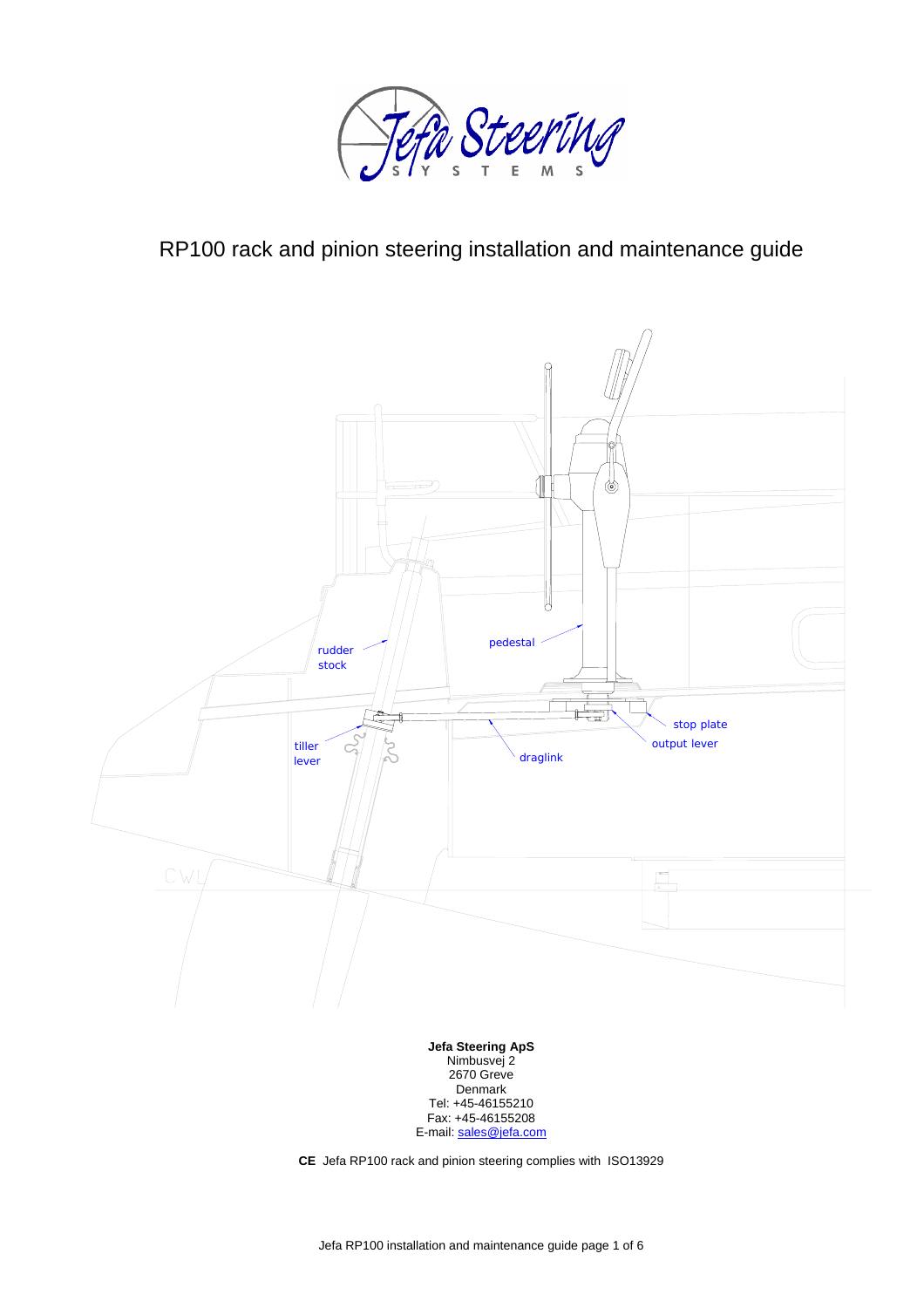# RP100 rack and pinion steering installation and maintenance guide

**Jefa Steering ApS**
Nimbusvej 2
2670 Greve
Denmark
Tel: +45-46155210
Fax: +45-46155208
E-mail: sales@jefa.com

**CE** Jefa RP100 rack and pinion steering complies with ISO13929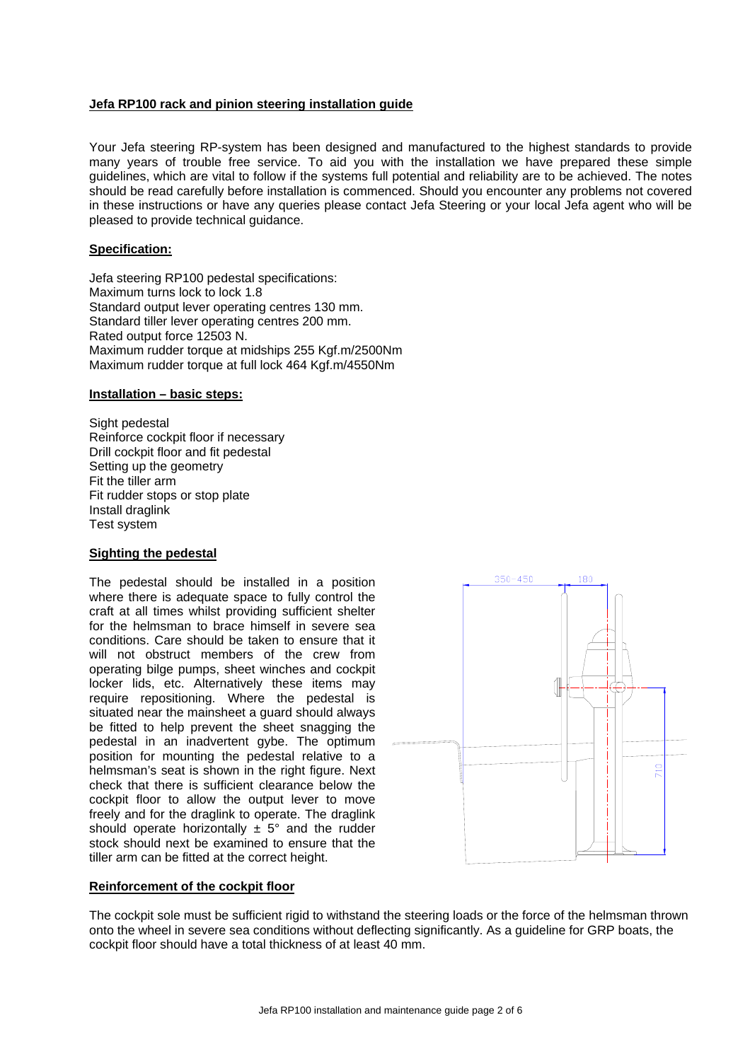**Jefa RP100 rack and pinion steering installation guide**

Your Jefa steering RP-system has been designed and manufactured to the highest standards to provide many years of trouble free service. To aid you with the installation we have prepared these simple guidelines, which are vital to follow if the systems full potential and reliability are to be achieved. The notes should be read carefully before installation is commenced. Should you encounter any problems not covered in these instructions or have any queries please contact Jefa Steering or your local Jefa agent who will be pleased to provide technical guidance.

**Specification:**

Jefa steering RP100 pedestal specifications:
Maximum turns lock to lock 1.8
Standard output lever operating centres 130 mm.
Standard tiller lever operating centres 200 mm.
Rated output force 12503 N.
Maximum rudder torque at midships 255 Kgf.m/2500Nm
Maximum rudder torque at full lock 464 Kgf.m/4550Nm

**Installation – basic steps:**

Sight pedestal
Reinforce cockpit floor if necessary
Drill cockpit floor and fit pedestal
Setting up the geometry
Fit the tiller arm
Fit rudder stops or stop plate
Install draglink
Test system

**Sighting the pedestal**

The pedestal should be installed in a position where there is adequate space to fully control the craft at all times whilst providing sufficient shelter for the helmsman to brace himself in severe sea conditions. Care should be taken to ensure that it will not obstruct members of the crew from operating bilge pumps, sheet winches and cockpit locker lids, etc. Alternatively these items may require repositioning. Where the pedestal is situated near the mainsheet a guard should always be fitted to help prevent the sheet snagging the pedestal in an inadvertent gybe. The optimum position for mounting the pedestal relative to a helmsman's seat is shown in the right figure. Next check that there is sufficient clearance below the cockpit floor to allow the output lever to move freely and for the draglink to operate. The draglink should operate horizontally ± 5° and the rudder stock should next be examined to ensure that the tiller arm can be fitted at the correct height.

**Reinforcement of the cockpit floor**

The cockpit sole must be sufficient rigid to withstand the steering loads or the force of the helmsman thrown onto the wheel in severe sea conditions without deflecting significantly. As a guideline for GRP boats, the cockpit floor should have a total thickness of at least 40 mm.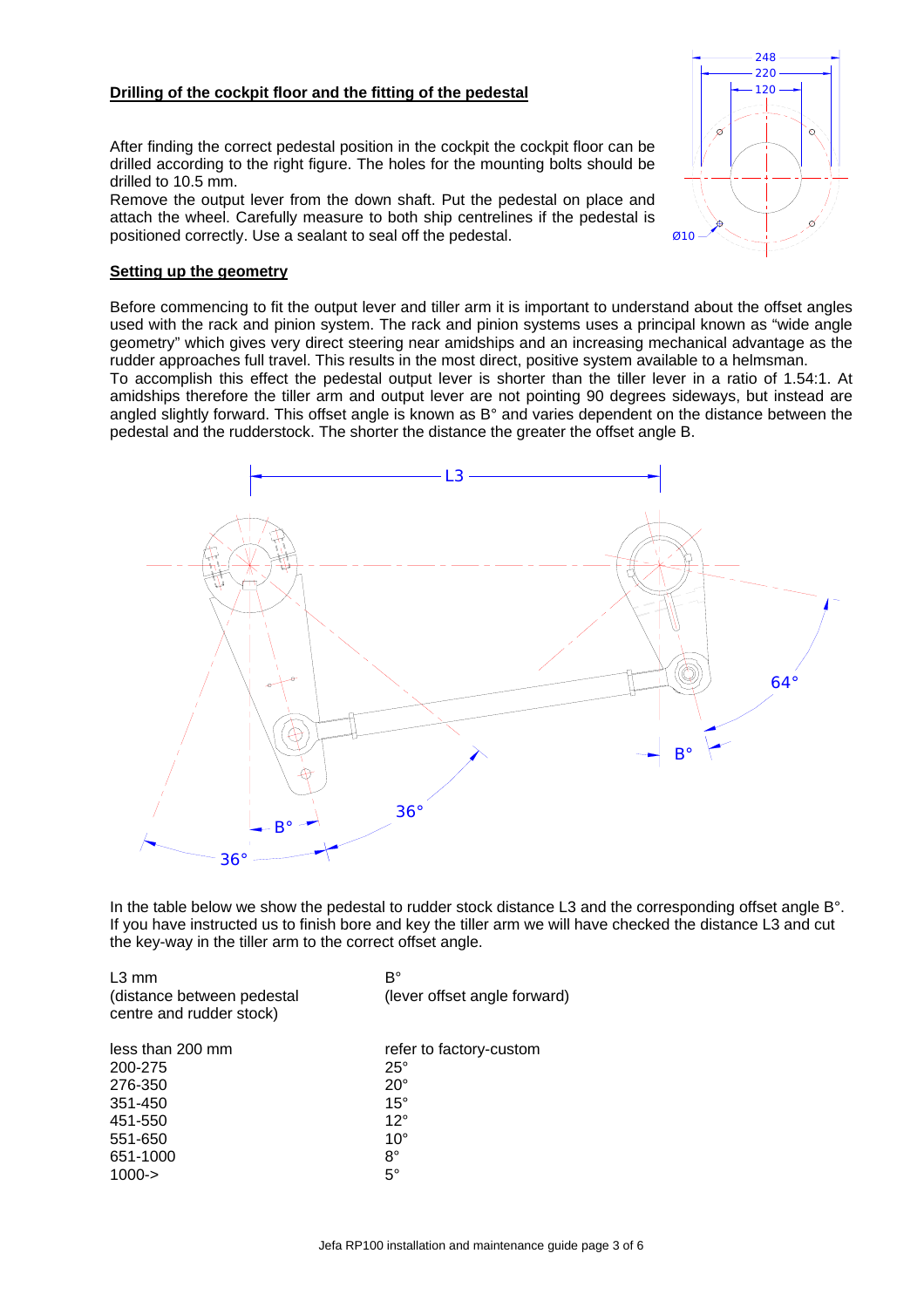## Drilling of the cockpit floor and the fitting of the pedestal

After finding the correct pedestal position in the cockpit the cockpit floor can be drilled according to the right figure. The holes for the mounting bolts should be drilled to 10.5 mm.
Remove the output lever from the down shaft. Put the pedestal on place and attach the wheel. Carefully measure to both ship centrelines if the pedestal is positioned correctly. Use a sealant to seal off the pedestal.

## Setting up the geometry

Before commencing to fit the output lever and tiller arm it is important to understand about the offset angles used with the rack and pinion system. The rack and pinion systems uses a principal known as "wide angle geometry" which gives very direct steering near amidships and an increasing mechanical advantage as the rudder approaches full travel. This results in the most direct, positive system available to a helmsman.
To accomplish this effect the pedestal output lever is shorter than the tiller lever in a ratio of 1.54:1. At amidships therefore the tiller arm and output lever are not pointing 90 degrees sideways, but instead are angled slightly forward. This offset angle is known as B° and varies dependent on the distance between the pedestal and the rudderstock. The shorter the distance the greater the offset angle B.

In the table below we show the pedestal to rudder stock distance L3 and the corresponding offset angle B°. If you have instructed us to finish bore and key the tiller arm we will have checked the distance L3 and cut the key-way in the tiller arm to the correct offset angle.

| L3 mm (distance between pedestal centre and rudder stock) | B° (lever offset angle forward) |
|---|---|
| less than 200 mm | refer to factory-custom |
| 200-275 | 25° |
| 276-350 | 20° |
| 351-450 | 15° |
| 451-550 | 12° |
| 551-650 | 10° |
| 651-1000 | 8° |
| 1000-> | 5° |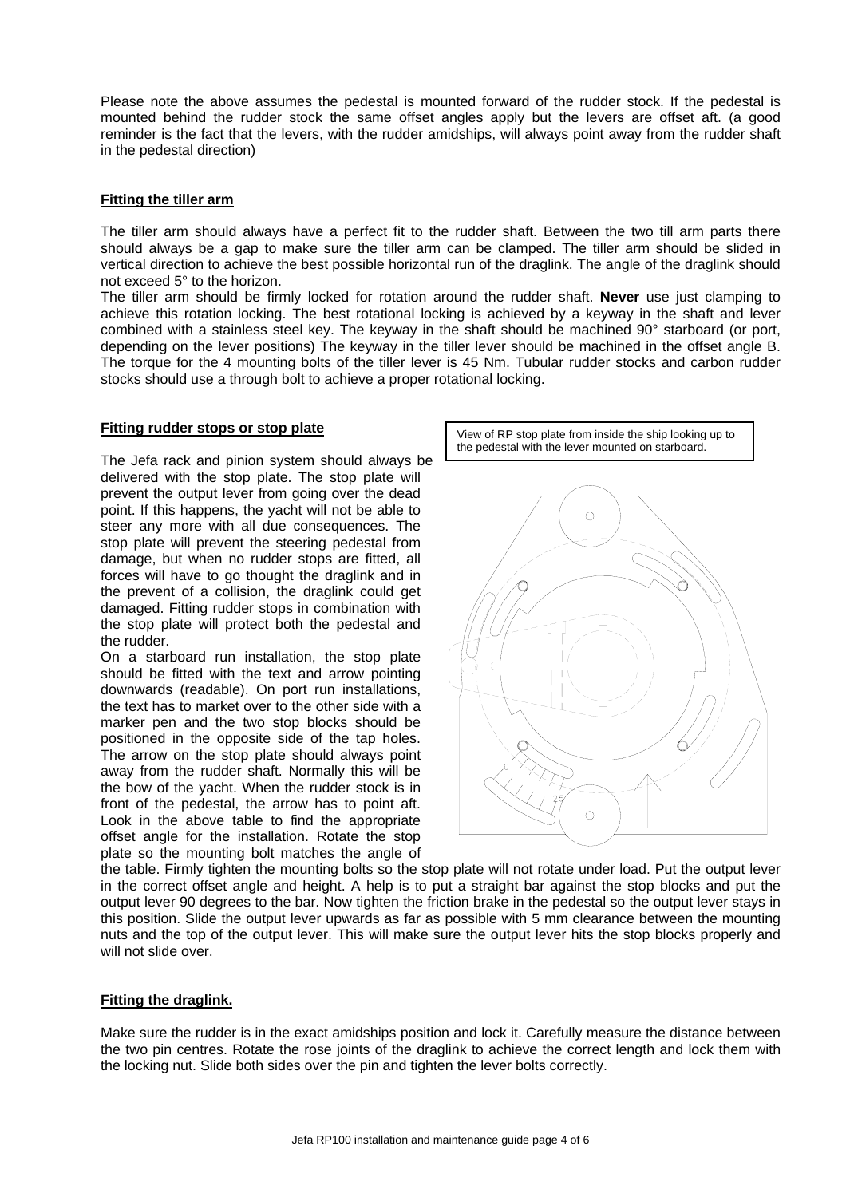Please note the above assumes the pedestal is mounted forward of the rudder stock. If the pedestal is mounted behind the rudder stock the same offset angles apply but the levers are offset aft. (a good reminder is the fact that the levers, with the rudder amidships, will always point away from the rudder shaft in the pedestal direction)

## Fitting the tiller arm

The tiller arm should always have a perfect fit to the rudder shaft. Between the two till arm parts there should always be a gap to make sure the tiller arm can be clamped. The tiller arm should be slided in vertical direction to achieve the best possible horizontal run of the draglink. The angle of the draglink should not exceed 5° to the horizon.

The tiller arm should be firmly locked for rotation around the rudder shaft. **Never** use just clamping to achieve this rotation locking. The best rotational locking is achieved by a keyway in the shaft and lever combined with a stainless steel key. The keyway in the shaft should be machined 90° starboard (or port, depending on the lever positions) The keyway in the tiller lever should be machined in the offset angle B. The torque for the 4 mounting bolts of the tiller lever is 45 Nm. Tubular rudder stocks and carbon rudder stocks should use a through bolt to achieve a proper rotational locking.

## Fitting rudder stops or stop plate

View of RP stop plate from inside the ship looking up to the pedestal with the lever mounted on starboard.

The Jefa rack and pinion system should always be delivered with the stop plate. The stop plate will prevent the output lever from going over the dead point. If this happens, the yacht will not be able to steer any more with all due consequences. The stop plate will prevent the steering pedestal from damage, but when no rudder stops are fitted, all forces will have to go thought the draglink and in the prevent of a collision, the draglink could get damaged. Fitting rudder stops in combination with the stop plate will protect both the pedestal and the rudder.

On a starboard run installation, the stop plate should be fitted with the text and arrow pointing downwards (readable). On port run installations, the text has to market over to the other side with a marker pen and the two stop blocks should be positioned in the opposite side of the tap holes. The arrow on the stop plate should always point away from the rudder shaft. Normally this will be the bow of the yacht. When the rudder stock is in front of the pedestal, the arrow has to point aft. Look in the above table to find the appropriate offset angle for the installation. Rotate the stop plate so the mounting bolt matches the angle of the table. Firmly tighten the mounting bolts so the stop plate will not rotate under load. Put the output lever in the correct offset angle and height. A help is to put a straight bar against the stop blocks and put the output lever 90 degrees to the bar. Now tighten the friction brake in the pedestal so the output lever stays in this position. Slide the output lever upwards as far as possible with 5 mm clearance between the mounting nuts and the top of the output lever. This will make sure the output lever hits the stop blocks properly and will not slide over.

## Fitting the draglink.

Make sure the rudder is in the exact amidships position and lock it. Carefully measure the distance between the two pin centres. Rotate the rose joints of the draglink to achieve the correct length and lock them with the locking nut. Slide both sides over the pin and tighten the lever bolts correctly.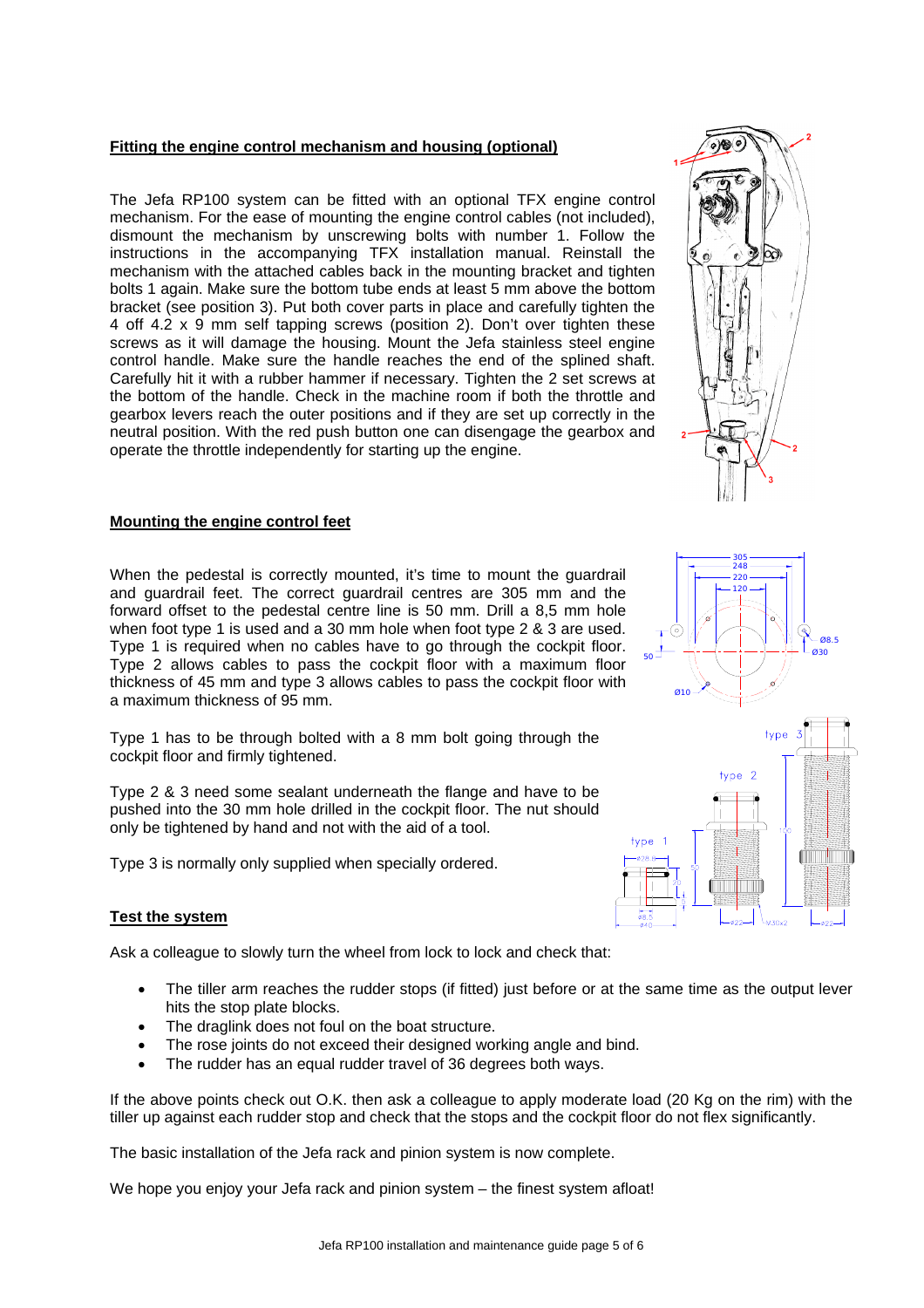## Fitting the engine control mechanism and housing (optional)

The Jefa RP100 system can be fitted with an optional TFX engine control mechanism. For the ease of mounting the engine control cables (not included), dismount the mechanism by unscrewing bolts with number 1. Follow the instructions in the accompanying TFX installation manual. Reinstall the mechanism with the attached cables back in the mounting bracket and tighten bolts 1 again. Make sure the bottom tube ends at least 5 mm above the bottom bracket (see position 3). Put both cover parts in place and carefully tighten the 4 off 4.2 x 9 mm self tapping screws (position 2). Don't over tighten these screws as it will damage the housing. Mount the Jefa stainless steel engine control handle. Make sure the handle reaches the end of the splined shaft. Carefully hit it with a rubber hammer if necessary. Tighten the 2 set screws at the bottom of the handle. Check in the machine room if both the throttle and gearbox levers reach the outer positions and if they are set up correctly in the neutral position. With the red push button one can disengage the gearbox and operate the throttle independently for starting up the engine.

## Mounting the engine control feet

When the pedestal is correctly mounted, it's time to mount the guardrail and guardrail feet. The correct guardrail centres are 305 mm and the forward offset to the pedestal centre line is 50 mm. Drill a 8,5 mm hole when foot type 1 is used and a 30 mm hole when foot type 2 & 3 are used. Type 1 is required when no cables have to go through the cockpit floor. Type 2 allows cables to pass the cockpit floor with a maximum floor thickness of 45 mm and type 3 allows cables to pass the cockpit floor with a maximum thickness of 95 mm.

Type 1 has to be through bolted with a 8 mm bolt going through the cockpit floor and firmly tightened.

Type 2 & 3 need some sealant underneath the flange and have to be pushed into the 30 mm hole drilled in the cockpit floor. The nut should only be tightened by hand and not with the aid of a tool.

Type 3 is normally only supplied when specially ordered.

## Test the system

Ask a colleague to slowly turn the wheel from lock to lock and check that:

- The tiller arm reaches the rudder stops (if fitted) just before or at the same time as the output lever hits the stop plate blocks.
- The draglink does not foul on the boat structure.
- The rose joints do not exceed their designed working angle and bind.
- The rudder has an equal rudder travel of 36 degrees both ways.

If the above points check out O.K. then ask a colleague to apply moderate load (20 Kg on the rim) with the tiller up against each rudder stop and check that the stops and the cockpit floor do not flex significantly.

The basic installation of the Jefa rack and pinion system is now complete.

We hope you enjoy your Jefa rack and pinion system – the finest system afloat!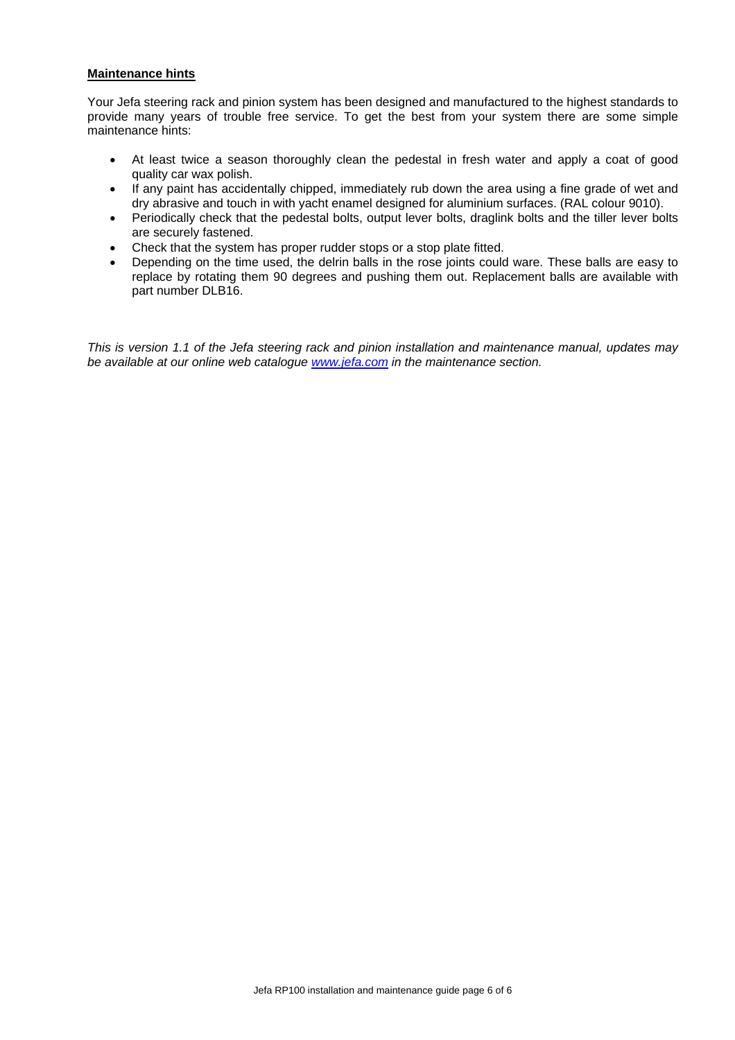**Maintenance hints**

Your Jefa steering rack and pinion system has been designed and manufactured to the highest standards to provide many years of trouble free service. To get the best from your system there are some simple maintenance hints:

- At least twice a season thoroughly clean the pedestal in fresh water and apply a coat of good quality car wax polish.
- If any paint has accidentally chipped, immediately rub down the area using a fine grade of wet and dry abrasive and touch in with yacht enamel designed for aluminium surfaces. (RAL colour 9010).
- Periodically check that the pedestal bolts, output lever bolts, draglink bolts and the tiller lever bolts are securely fastened.
- Check that the system has proper rudder stops or a stop plate fitted.
- Depending on the time used, the delrin balls in the rose joints could ware. These balls are easy to replace by rotating them 90 degrees and pushing them out. Replacement balls are available with part number DLB16.

*This is version 1.1 of the Jefa steering rack and pinion installation and maintenance manual, updates may be available at our online web catalogue [www.jefa.com](http://www.jefa.com) in the maintenance section.*